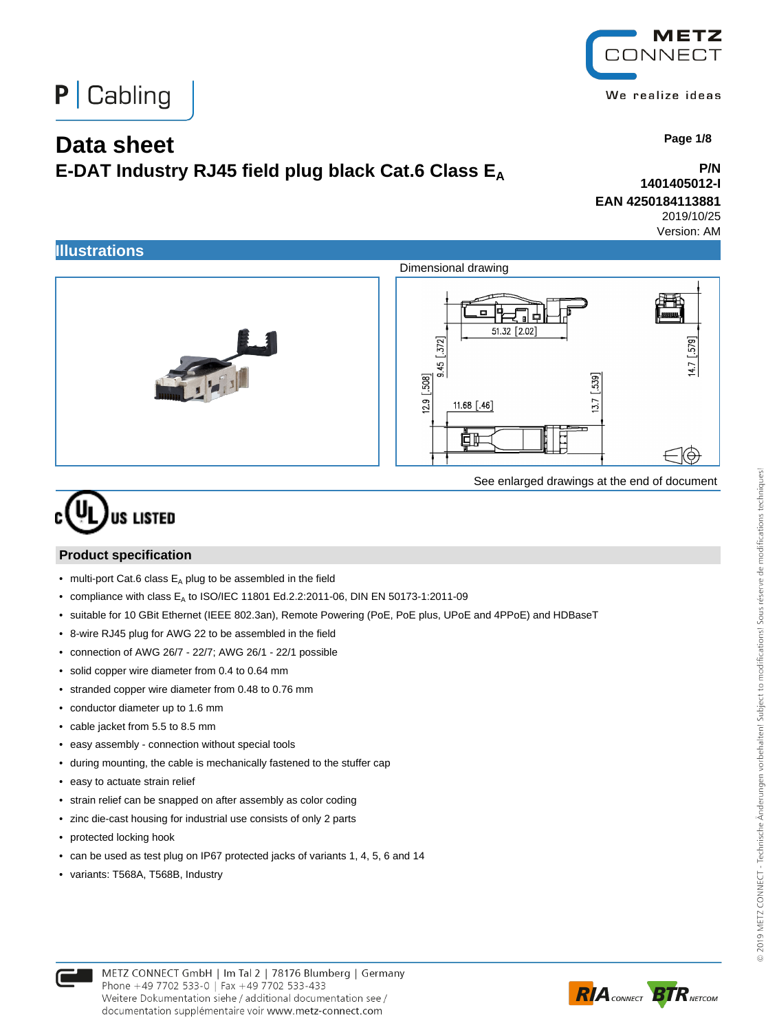P | Cabling

# Data sheet

## E-DAT Industry RJ45 field plug black Cat.6 Class $E_A$

**P/N 1401405012-I**

**EAN 4250184113881**

2019/10/25

Version: AM

## Illustrations

Dimensional drawing

See enlarged drawings at the end of document

c UL US LISTED

## Product specification

- multi-port Cat.6 class $E_A$ plug to be assembled in the field
- compliance with class $E_A$ to ISO/IEC 11801 Ed.2.2:2011-06, DIN EN 50173-1:2011-09
- suitable for 10 GBit Ethernet (IEEE 802.3an), Remote Powering (PoE, PoE plus, UPoE and 4PPoE) and HDBaseT
- 8-wire RJ45 plug for AWG 22 to be assembled in the field
- connection of AWG 26/7 - 22/7; AWG 26/1 - 22/1 possible
- solid copper wire diameter from 0.4 to 0.64 mm
- stranded copper wire diameter from 0.48 to 0.76 mm
- conductor diameter up to 1.6 mm
- cable jacket from 5.5 to 8.5 mm
- easy assembly - connection without special tools
- during mounting, the cable is mechanically fastened to the stuffer cap
- easy to actuate strain relief
- strain relief can be snapped on after assembly as color coding
- zinc die-cast housing for industrial use consists of only 2 parts
- protected locking hook
- can be used as test plug on IP67 protected jacks of variants 1, 4, 5, 6 and 14
- variants: T568A, T568B, Industry

METZ CONNECT GmbH | Im Tal 2 | 78176 Blumberg | Germany
Phone +49 7702 533-0 | Fax +49 7702 533-433
Weitere Dokumentation siehe / additional documentation see / documentation supplémentaire voir www.metz-connect.com

© 2019 METZ CONNECT - Technische Änderungen vorbehalten! Subject to modifications! Sous réserve de modifications techniques!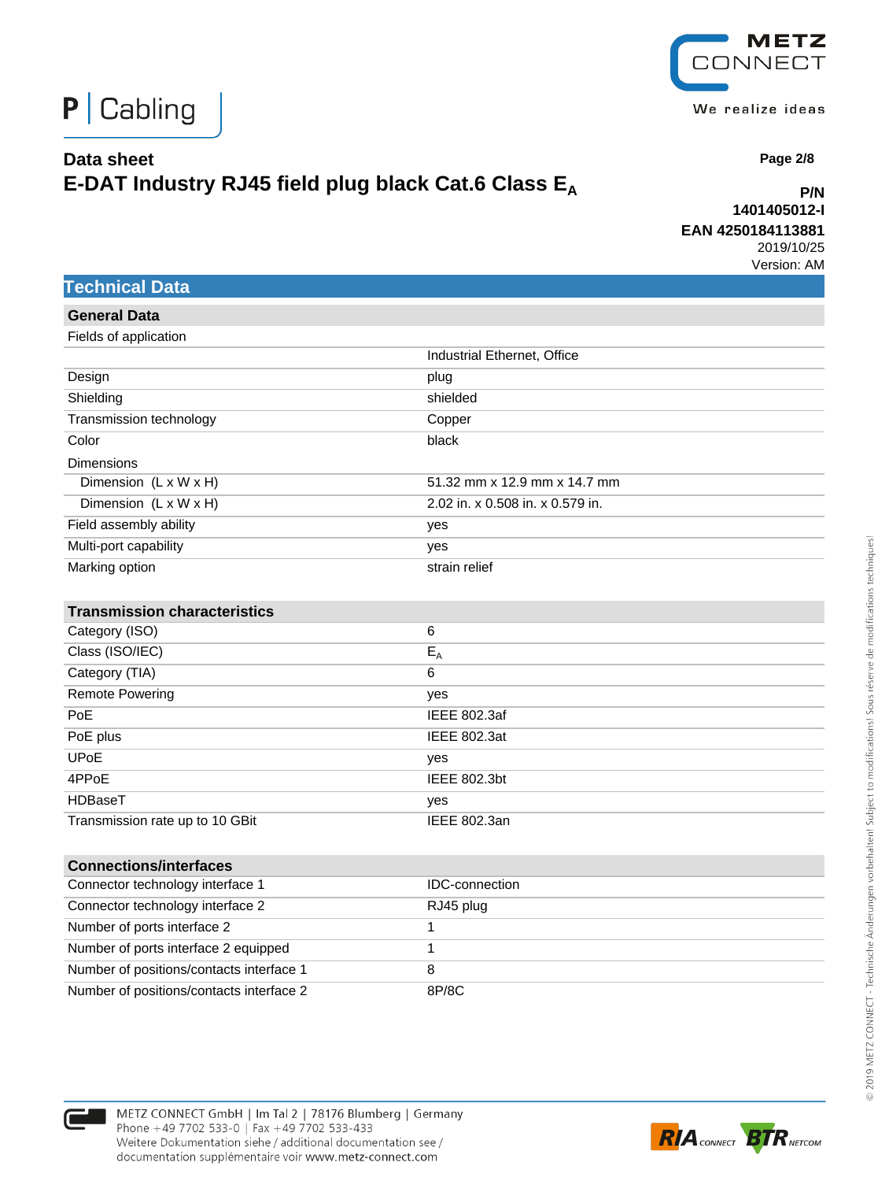# P | Cabling

**Data sheet**
**E-DAT Industry RJ45 field plug black Cat.6 Class $E_A$**

**P/N**
**1401405012-I**
**EAN 4250184113881**
2019/10/25
Version: AM

## Technical Data

| **General Data** | |
|---|---|
| Fields of application | |
| | Industrial Ethernet, Office |
| Design | plug |
| Shielding | shielded |
| Transmission technology | Copper |
| Color | black |
| Dimensions | |
| Dimension (L x W x H) | 51.32 mm x 12.9 mm x 14.7 mm |
| Dimension (L x W x H) | 2.02 in. x 0.508 in. x 0.579 in. |
| Field assembly ability | yes |
| Multi-port capability | yes |
| Marking option | strain relief |

| **Transmission characteristics** | |
|---|---|
| Category (ISO) | 6 |
| Class (ISO/IEC) | $E_A$ |
| Category (TIA) | 6 |
| Remote Powering | yes |
| PoE | IEEE 802.3af |
| PoE plus | IEEE 802.3at |
| UPoE | yes |
| 4PPoE | IEEE 802.3bt |
| HDBaseT | yes |
| Transmission rate up to 10 GBit | IEEE 802.3an |

| **Connections/interfaces** | |
|---|---|
| Connector technology interface 1 | IDC-connection |
| Connector technology interface 2 | RJ45 plug |
| Number of ports interface 2 | 1 |
| Number of ports interface 2 equipped | 1 |
| Number of positions/contacts interface 1 | 8 |
| Number of positions/contacts interface 2 | 8P/8C |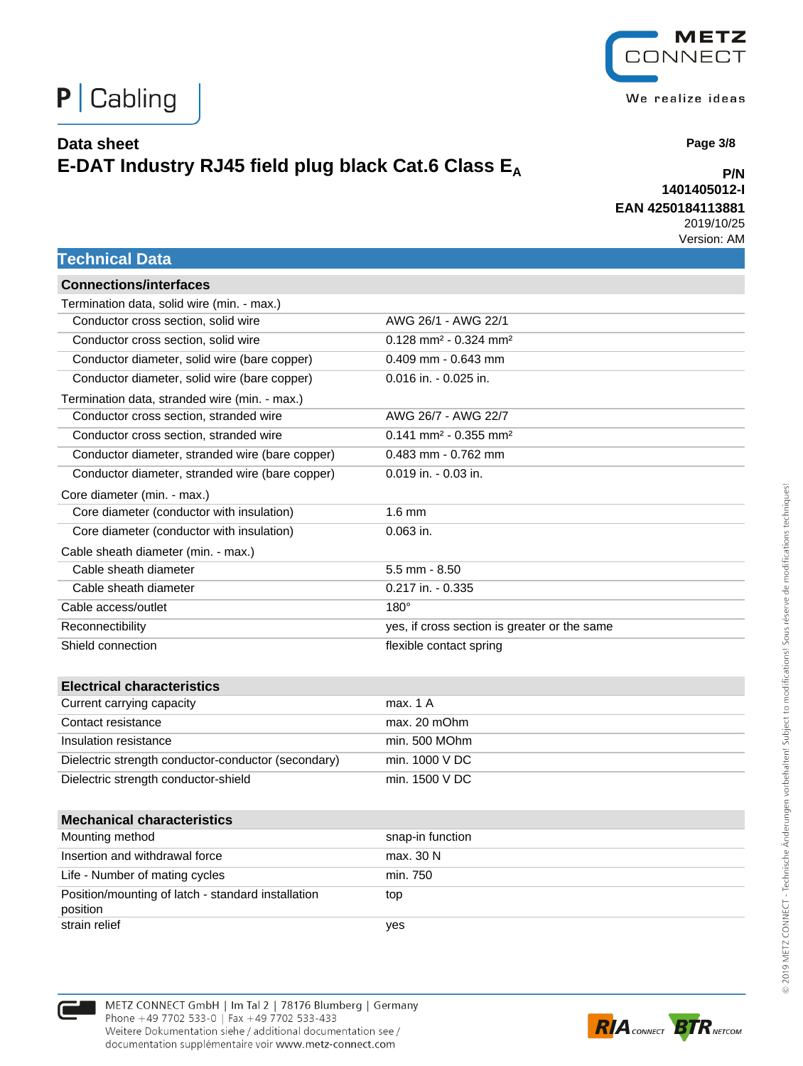## Data sheet
## E-DAT Industry RJ45 field plug black Cat.6 Class $E_A$

**P/N**
**1401405012-I**
**EAN 4250184113881**
2019/10/25
Version: AM

## Technical Data

### Connections/interfaces

| | |
|---|---|
| Termination data, solid wire (min. - max.) | |
| Conductor cross section, solid wire | AWG 26/1 - AWG 22/1 |
| Conductor cross section, solid wire | 0.128 mm² - 0.324 mm² |
| Conductor diameter, solid wire (bare copper) | 0.409 mm - 0.643 mm |
| Conductor diameter, solid wire (bare copper) | 0.016 in. - 0.025 in. |
| Termination data, stranded wire (min. - max.) | |
| Conductor cross section, stranded wire | AWG 26/7 - AWG 22/7 |
| Conductor cross section, stranded wire | 0.141 mm² - 0.355 mm² |
| Conductor diameter, stranded wire (bare copper) | 0.483 mm - 0.762 mm |
| Conductor diameter, stranded wire (bare copper) | 0.019 in. - 0.03 in. |
| Core diameter (min. - max.) | |
| Core diameter (conductor with insulation) | 1.6 mm |
| Core diameter (conductor with insulation) | 0.063 in. |
| Cable sheath diameter (min. - max.) | |
| Cable sheath diameter | 5.5 mm - 8.50 |
| Cable sheath diameter | 0.217 in. - 0.335 |
| Cable access/outlet | 180° |
| Reconnectibility | yes, if cross section is greater or the same |
| Shield connection | flexible contact spring |

### Electrical characteristics

| | |
|---|---|
| Current carrying capacity | max. 1 A |
| Contact resistance | max. 20 mOhm |
| Insulation resistance | min. 500 MOhm |
| Dielectric strength conductor-conductor (secondary) | min. 1000 V DC |
| Dielectric strength conductor-shield | min. 1500 V DC |

### Mechanical characteristics

| | |
|---|---|
| Mounting method | snap-in function |
| Insertion and withdrawal force | max. 30 N |
| Life - Number of mating cycles | min. 750 |
| Position/mounting of latch - standard installation position | top |
| strain relief | yes |

METZ CONNECT GmbH | Im Tal 2 | 78176 Blumberg | Germany
Phone +49 7702 533-0 | Fax +49 7702 533-433
Weitere Dokumentation siehe / additional documentation see / documentation supplémentaire voir www.metz-connect.com

© 2019 METZ CONNECT - Technische Änderungen vorbehalten! Subject to modifications! Sous réserve de modifications techniques!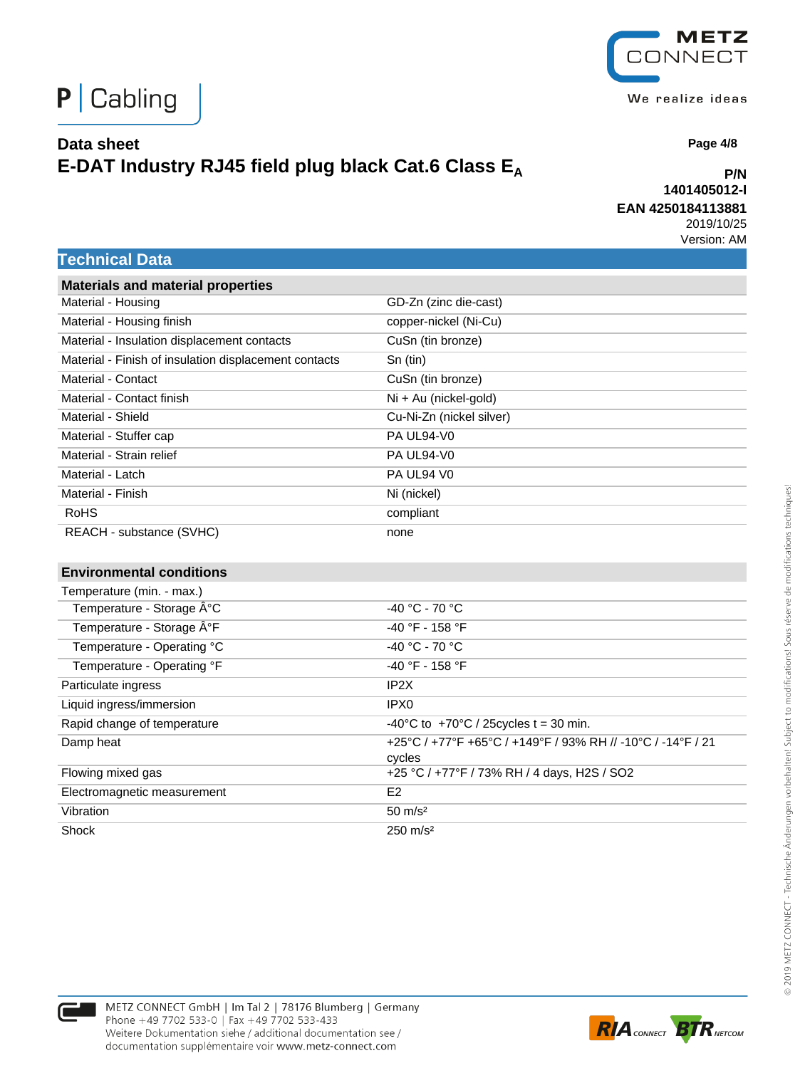# Data sheet
## E-DAT Industry RJ45 field plug black Cat.6 Class $E_A$

**P/N**
**1401405012-I**
**EAN 4250184113881**
2019/10/25
Version: AM

## Technical Data

| **Materials and material properties** | |
|---|---|
| Material - Housing | GD-Zn (zinc die-cast) |
| Material - Housing finish | copper-nickel (Ni-Cu) |
| Material - Insulation displacement contacts | CuSn (tin bronze) |
| Material - Finish of insulation displacement contacts | Sn (tin) |
| Material - Contact | CuSn (tin bronze) |
| Material - Contact finish | Ni + Au (nickel-gold) |
| Material - Shield | Cu-Ni-Zn (nickel silver) |
| Material - Stuffer cap | PA UL94-V0 |
| Material - Strain relief | PA UL94-V0 |
| Material - Latch | PA UL94 V0 |
| Material - Finish | Ni (nickel) |
| RoHS | compliant |
| REACH - substance (SVHC) | none |

| **Environmental conditions** | |
|---|---|
| Temperature (min. - max.) | |
| Temperature - Storage Â°C | -40 °C - 70 °C |
| Temperature - Storage Â°F | -40 °F - 158 °F |
| Temperature - Operating °C | -40 °C - 70 °C |
| Temperature - Operating °F | -40 °F - 158 °F |
| Particulate ingress | IP2X |
| Liquid ingress/immersion | IPX0 |
| Rapid change of temperature | -40°C to +70°C / 25cycles t = 30 min. |
| Damp heat | +25°C / +77°F +65°C / +149°F / 93% RH // -10°C / -14°F / 21 cycles |
| Flowing mixed gas | +25 °C / +77°F / 73% RH / 4 days, H2S / SO2 |
| Electromagnetic measurement | E2 |
| Vibration | 50 m/s² |
| Shock | 250 m/s² |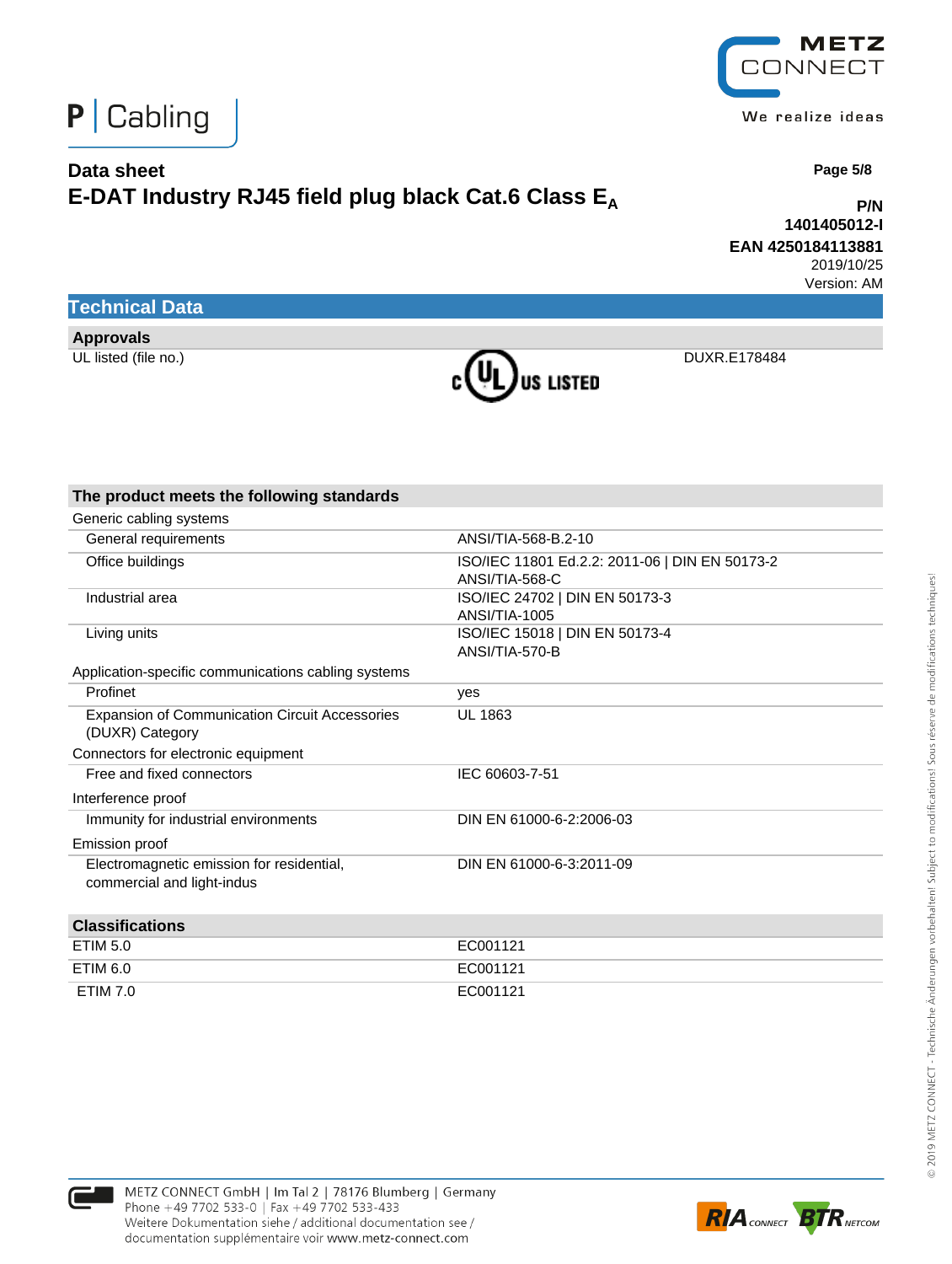## Data sheet
# E-DAT Industry RJ45 field plug black Cat.6 Class $E_A$

**P/N 1401405012-I**
**EAN 4250184113881**
2019/10/25
Version: AM

## Technical Data

### Approvals

| | | |
|---|---|---|
| UL listed (file no.) | c UL us LISTED | DUXR.E178484 |

### The product meets the following standards

| | |
|---|---|
| **Generic cabling systems** | |
| General requirements | ANSI/TIA-568-B.2-10 |
| Office buildings | ISO/IEC 11801 Ed.2.2: 2011-06 \| DIN EN 50173-2 ANSI/TIA-568-C |
| Industrial area | ISO/IEC 24702 \| DIN EN 50173-3 ANSI/TIA-1005 |
| Living units | ISO/IEC 15018 \| DIN EN 50173-4 ANSI/TIA-570-B |
| **Application-specific communications cabling systems** | |
| Profinet | yes |
| Expansion of Communication Circuit Accessories (DUXR) Category | UL 1863 |
| **Connectors for electronic equipment** | |
| Free and fixed connectors | IEC 60603-7-51 |
| **Interference proof** | |
| Immunity for industrial environments | DIN EN 61000-6-2:2006-03 |
| **Emission proof** | |
| Electromagnetic emission for residential, commercial and light-indus | DIN EN 61000-6-3:2011-09 |

### Classifications

| | |
|---|---|
| ETIM 5.0 | EC001121 |
| ETIM 6.0 | EC001121 |
| ETIM 7.0 | EC001121 |

METZ CONNECT GmbH | Im Tal 2 | 78176 Blumberg | Germany
Phone +49 7702 533-0 | Fax +49 7702 533-433
Weitere Dokumentation siehe / additional documentation see / documentation supplémentaire voir www.metz-connect.com

© 2019 METZ CONNECT - Technische Änderungen vorbehalten! Subject to modifications! Sous réserve de modifications techniques!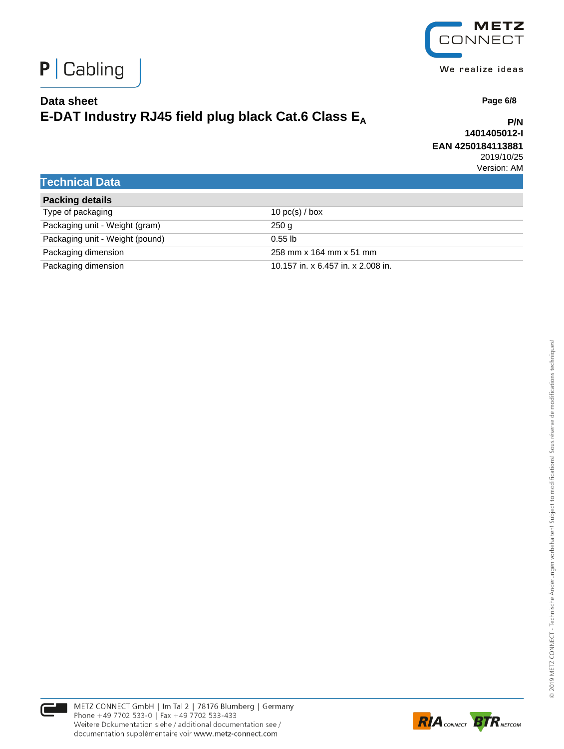Data sheet

# E-DAT Industry RJ45 field plug black Cat.6 Class $E_A$

**P/N 1401405012-I**

**EAN 4250184113881**

2019/10/25

Version: AM

## Technical Data

| **Packing details** | |
|---|---|
| Type of packaging | 10 pc(s) / box |
| Packaging unit - Weight (gram) | 250 g |
| Packaging unit - Weight (pound) | 0.55 lb |
| Packaging dimension | 258 mm x 164 mm x 51 mm |
| Packaging dimension | 10.157 in. x 6.457 in. x 2.008 in. |

METZ CONNECT GmbH | Im Tal 2 | 78176 Blumberg | Germany
Phone +49 7702 533-0 | Fax +49 7702 533-433
Weitere Dokumentation siehe / additional documentation see /
documentation supplémentaire voir www.metz-connect.com

© 2019 METZ CONNECT - Technische Änderungen vorbehalten! Subject to modifications! Sous réserve de modifications techniques!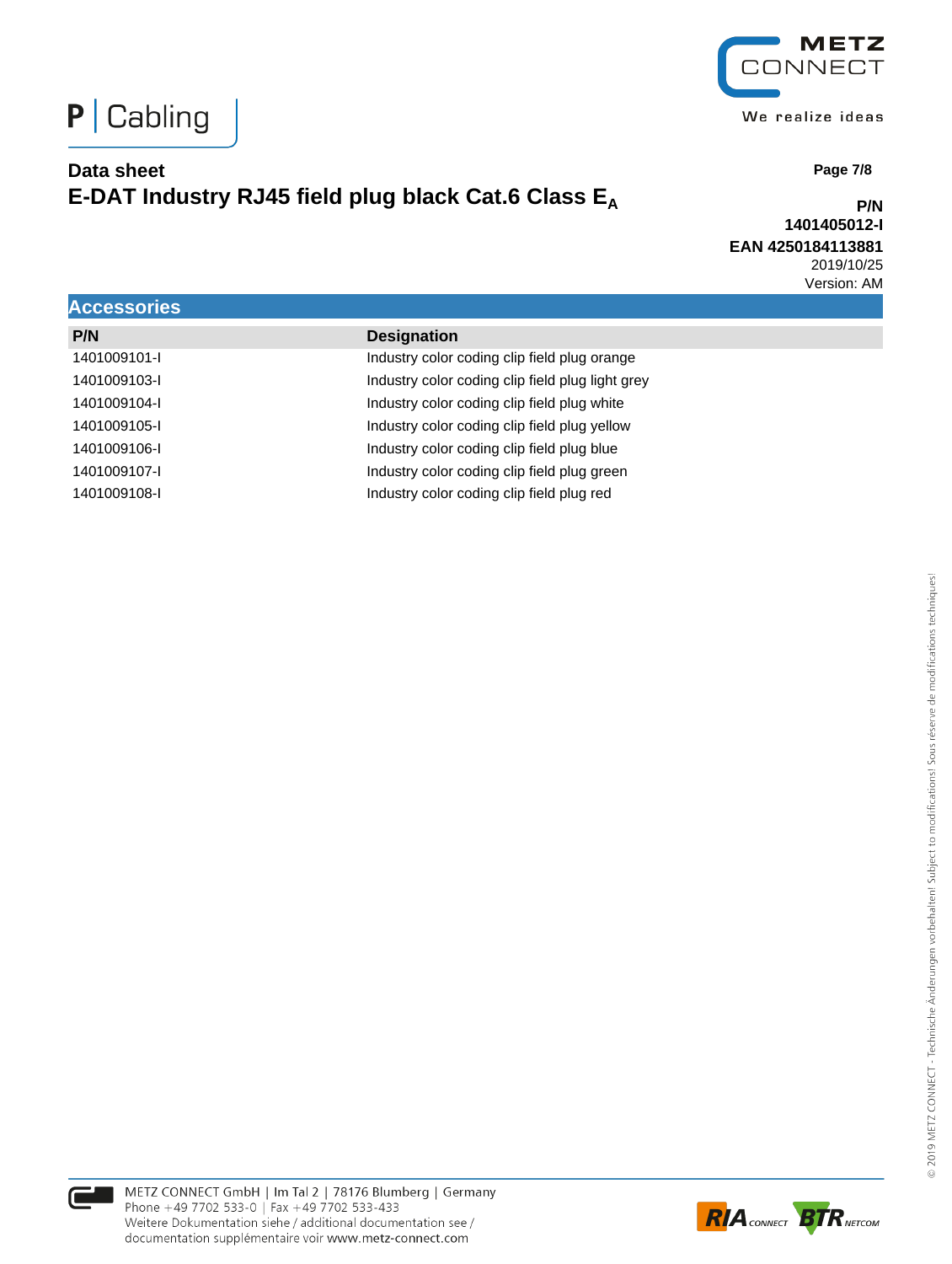## Accessories

| P/N | Designation |
|---|---|
| 1401009101-I | Industry color coding clip field plug orange |
| 1401009103-I | Industry color coding clip field plug light grey |
| 1401009104-I | Industry color coding clip field plug white |
| 1401009105-I | Industry color coding clip field plug yellow |
| 1401009106-I | Industry color coding clip field plug blue |
| 1401009107-I | Industry color coding clip field plug green |
| 1401009108-I | Industry color coding clip field plug red |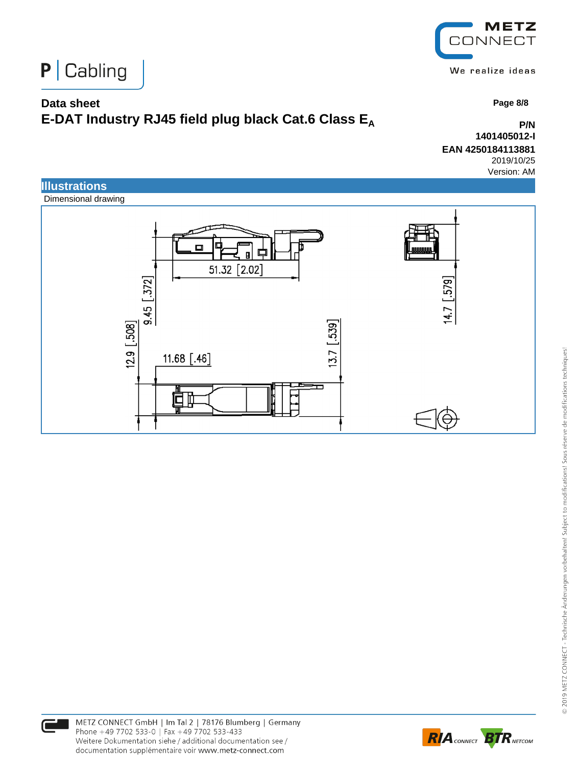P | Cabling

**Data sheet**

# E-DAT Industry RJ45 field plug black Cat.6 Class $E_A$

**P/N**
**1401405012-I**
**EAN 4250184113881**
2019/10/25
Version: AM

## Illustrations

Dimensional drawing

51.32 [2.02]

9.45 [.372]

12.9 [.508]

11.68 [.46]

13.7 [.539]

14.7 [.579]

METZ CONNECT GmbH | Im Tal 2 | 78176 Blumberg | Germany
Phone +49 7702 533-0 | Fax +49 7702 533-433
Weitere Dokumentation siehe / additional documentation see /
documentation supplémentaire voir www.metz-connect.com

© 2019 METZ CONNECT - Technische Änderungen vorbehalten! Subject to modifications! Sous réserve de modifications techniques!